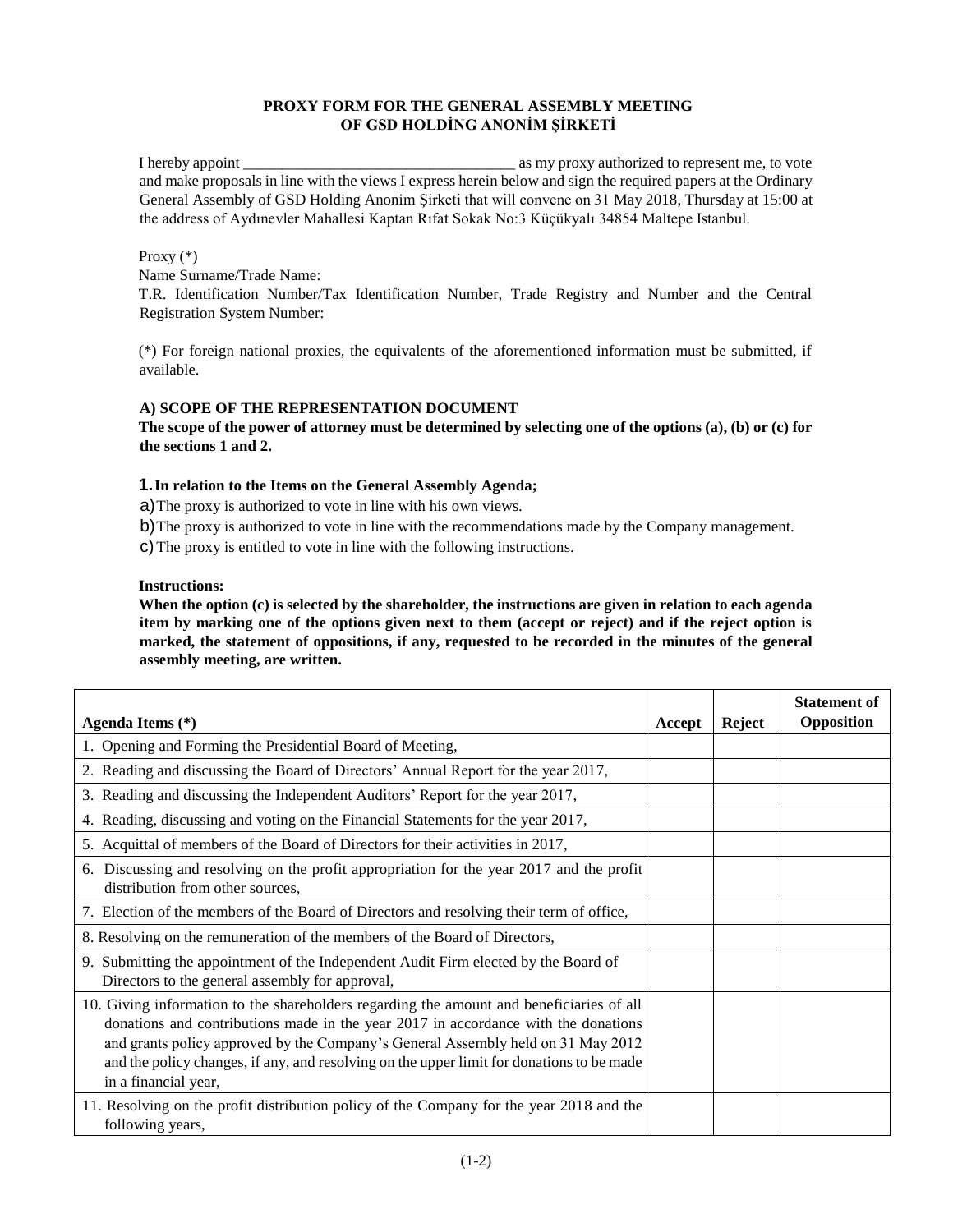**PROXY FORM FOR THE GENERAL ASSEMBLY MEETING OF GSD HOLDİNG ANONİM ŞİRKETİ**

I hereby appoint ___________________________________ as my proxy authorized to represent me, to vote and make proposals in line with the views I express herein below and sign the required papers at the Ordinary General Assembly of GSD Holding Anonim Şirketi that will convene on 31 May 2018, Thursday at 15:00 at the address of Aydınevler Mahallesi Kaptan Rıfat Sokak No:3 Küçükyalı 34854 Maltepe Istanbul.

Proxy (*)
Name Surname/Trade Name:
T.R. Identification Number/Tax Identification Number, Trade Registry and Number and the Central Registration System Number:

(*) For foreign national proxies, the equivalents of the aforementioned information must be submitted, if available.

**A) SCOPE OF THE REPRESENTATION DOCUMENT**

**The scope of the power of attorney must be determined by selecting one of the options (a), (b) or (c) for the sections 1 and 2.**

**1. In relation to the Items on the General Assembly Agenda;**

a) The proxy is authorized to vote in line with his own views.

b) The proxy is authorized to vote in line with the recommendations made by the Company management.

c) The proxy is entitled to vote in line with the following instructions.

**Instructions:**

**When the option (c) is selected by the shareholder, the instructions are given in relation to each agenda item by marking one of the options given next to them (accept or reject) and if the reject option is marked, the statement of oppositions, if any, requested to be recorded in the minutes of the general assembly meeting, are written.**

| Agenda Items (*) | Accept | Reject | Statement of Opposition |
|---|---|---|---|
| 1. Opening and Forming the Presidential Board of Meeting, | | | |
| 2. Reading and discussing the Board of Directors' Annual Report for the year 2017, | | | |
| 3. Reading and discussing the Independent Auditors' Report for the year 2017, | | | |
| 4. Reading, discussing and voting on the Financial Statements for the year 2017, | | | |
| 5. Acquittal of members of the Board of Directors for their activities in 2017, | | | |
| 6. Discussing and resolving on the profit appropriation for the year 2017 and the profit distribution from other sources, | | | |
| 7. Election of the members of the Board of Directors and resolving their term of office, | | | |
| 8. Resolving on the remuneration of the members of the Board of Directors, | | | |
| 9. Submitting the appointment of the Independent Audit Firm elected by the Board of Directors to the general assembly for approval, | | | |
| 10. Giving information to the shareholders regarding the amount and beneficiaries of all donations and contributions made in the year 2017 in accordance with the donations and grants policy approved by the Company's General Assembly held on 31 May 2012 and the policy changes, if any, and resolving on the upper limit for donations to be made in a financial year, | | | |
| 11. Resolving on the profit distribution policy of the Company for the year 2018 and the following years, | | | |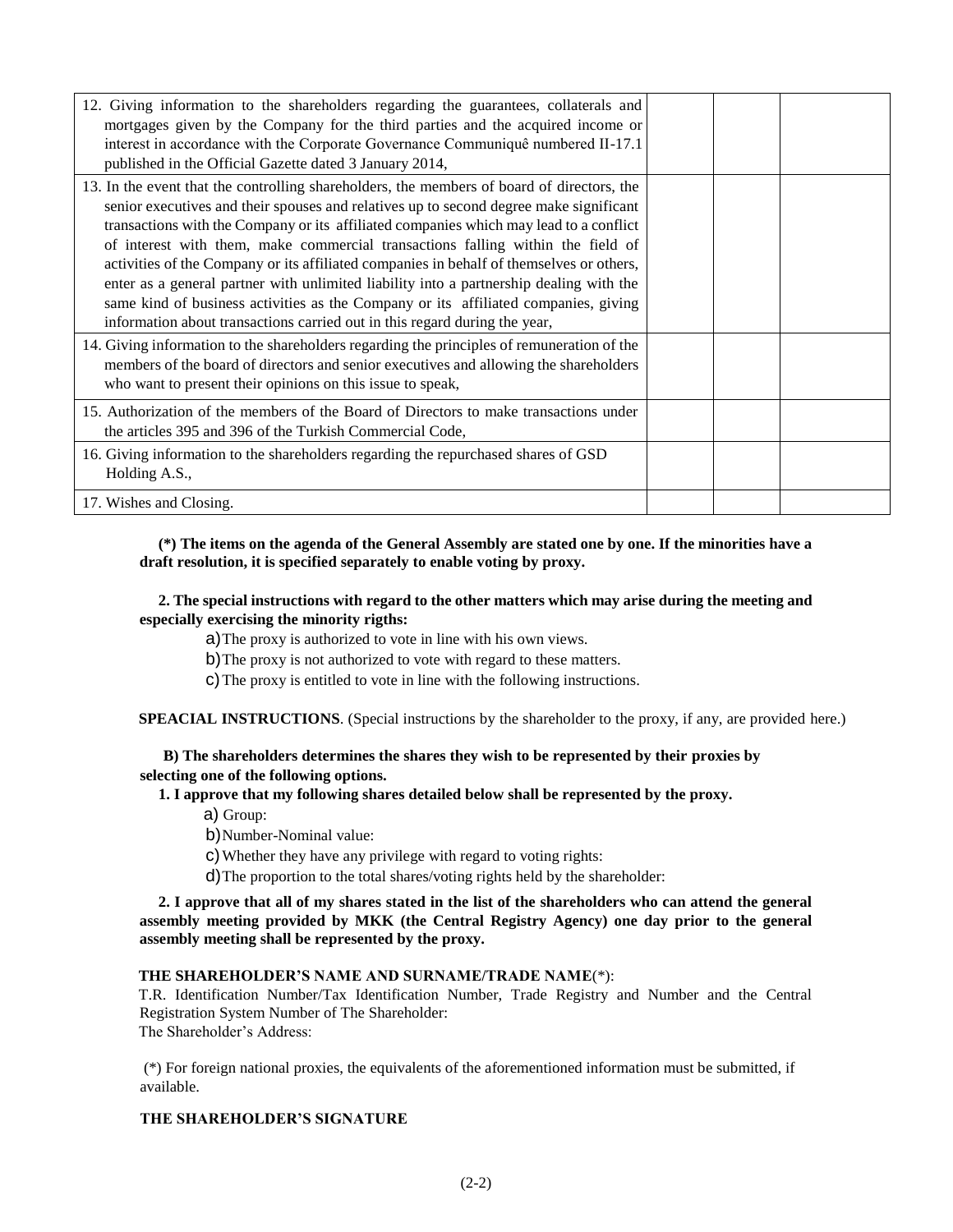| | | | |
|---|---|---|---|
| 12. Giving information to the shareholders regarding the guarantees, collaterals and mortgages given by the Company for the third parties and the acquired income or interest in accordance with the Corporate Governance Communiquê numbered II-17.1 published in the Official Gazette dated 3 January 2014, | | | |
| 13. In the event that the controlling shareholders, the members of board of directors, the senior executives and their spouses and relatives up to second degree make significant transactions with the Company or its affiliated companies which may lead to a conflict of interest with them, make commercial transactions falling within the field of activities of the Company or its affiliated companies in behalf of themselves or others, enter as a general partner with unlimited liability into a partnership dealing with the same kind of business activities as the Company or its affiliated companies, giving information about transactions carried out in this regard during the year, | | | |
| 14. Giving information to the shareholders regarding the principles of remuneration of the members of the board of directors and senior executives and allowing the shareholders who want to present their opinions on this issue to speak, | | | |
| 15. Authorization of the members of the Board of Directors to make transactions under the articles 395 and 396 of the Turkish Commercial Code, | | | |
| 16. Giving information to the shareholders regarding the repurchased shares of GSD Holding A.S., | | | |
| 17. Wishes and Closing. | | | |

**(*) The items on the agenda of the General Assembly are stated one by one. If the minorities have a draft resolution, it is specified separately to enable voting by proxy.**

**2. The special instructions with regard to the other matters which may arise during the meeting and especially exercising the minority rigths:**

a) The proxy is authorized to vote in line with his own views.

b) The proxy is not authorized to vote with regard to these matters.

c) The proxy is entitled to vote in line with the following instructions.

**SPEACIAL INSTRUCTIONS**. (Special instructions by the shareholder to the proxy, if any, are provided here.)

**B) The shareholders determines the shares they wish to be represented by their proxies by selecting one of the following options.**

**1. I approve that my following shares detailed below shall be represented by the proxy.**

a) Group:

b) Number-Nominal value:

c) Whether they have any privilege with regard to voting rights:

d) The proportion to the total shares/voting rights held by the shareholder:

**2. I approve that all of my shares stated in the list of the shareholders who can attend the general assembly meeting provided by MKK (the Central Registry Agency) one day prior to the general assembly meeting shall be represented by the proxy.**

**THE SHAREHOLDER'S NAME AND SURNAME/TRADE NAME**(*):

T.R. Identification Number/Tax Identification Number, Trade Registry and Number and the Central Registration System Number of The Shareholder:

The Shareholder's Address:

(*) For foreign national proxies, the equivalents of the aforementioned information must be submitted, if available.

**THE SHAREHOLDER'S SIGNATURE**